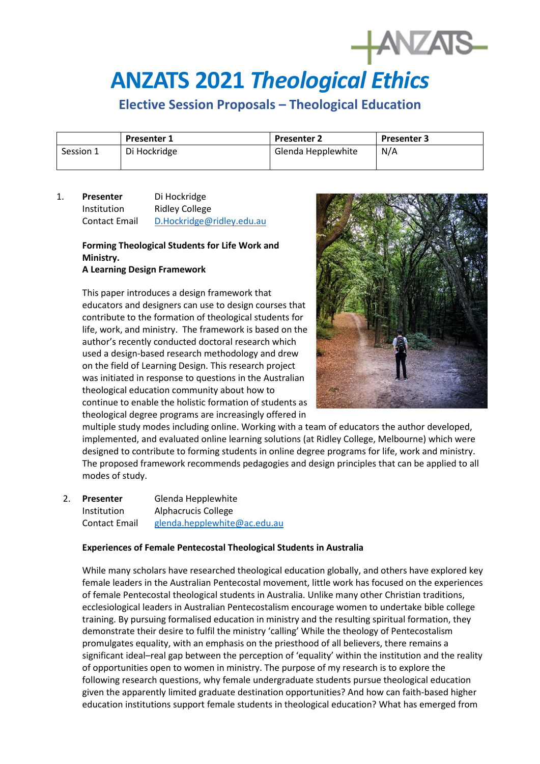# ANZATS 2021 *Theological Ethics*

## Elective Session Proposals – Theological Education

| | Presenter 1 | Presenter 2 | Presenter 3 |
|---|---|---|---|
| Session 1 | Di Hockridge | Glenda Hepplewhite | N/A |

1. **Presenter** Di Hockridge
   Institution Ridley College
   Contact Email D.Hockridge@ridley.edu.au

   **Forming Theological Students for Life Work and Ministry.**
   **A Learning Design Framework**

   This paper introduces a design framework that educators and designers can use to design courses that contribute to the formation of theological students for life, work, and ministry. The framework is based on the author's recently conducted doctoral research which used a design-based research methodology and drew on the field of Learning Design. This research project was initiated in response to questions in the Australian theological education community about how to continue to enable the holistic formation of students as theological degree programs are increasingly offered in multiple study modes including online. Working with a team of educators the author developed, implemented, and evaluated online learning solutions (at Ridley College, Melbourne) which were designed to contribute to forming students in online degree programs for life, work and ministry. The proposed framework recommends pedagogies and design principles that can be applied to all modes of study.

2. **Presenter** Glenda Hepplewhite
   Institution Alphacrucis College
   Contact Email glenda.hepplewhite@ac.edu.au

   **Experiences of Female Pentecostal Theological Students in Australia**

   While many scholars have researched theological education globally, and others have explored key female leaders in the Australian Pentecostal movement, little work has focused on the experiences of female Pentecostal theological students in Australia. Unlike many other Christian traditions, ecclesiological leaders in Australian Pentecostalism encourage women to undertake bible college training. By pursuing formalised education in ministry and the resulting spiritual formation, they demonstrate their desire to fulfil the ministry 'calling' While the theology of Pentecostalism promulgates equality, with an emphasis on the priesthood of all believers, there remains a significant ideal–real gap between the perception of 'equality' within the institution and the reality of opportunities open to women in ministry. The purpose of my research is to explore the following research questions, why female undergraduate students pursue theological education given the apparently limited graduate destination opportunities? And how can faith-based higher education institutions support female students in theological education? What has emerged from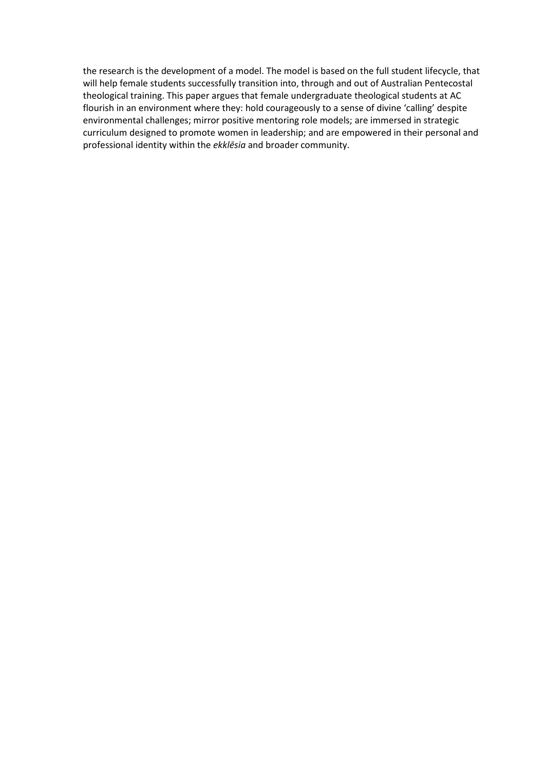the research is the development of a model. The model is based on the full student lifecycle, that will help female students successfully transition into, through and out of Australian Pentecostal theological training. This paper argues that female undergraduate theological students at AC flourish in an environment where they: hold courageously to a sense of divine 'calling' despite environmental challenges; mirror positive mentoring role models; are immersed in strategic curriculum designed to promote women in leadership; and are empowered in their personal and professional identity within the *ekklēsia* and broader community.